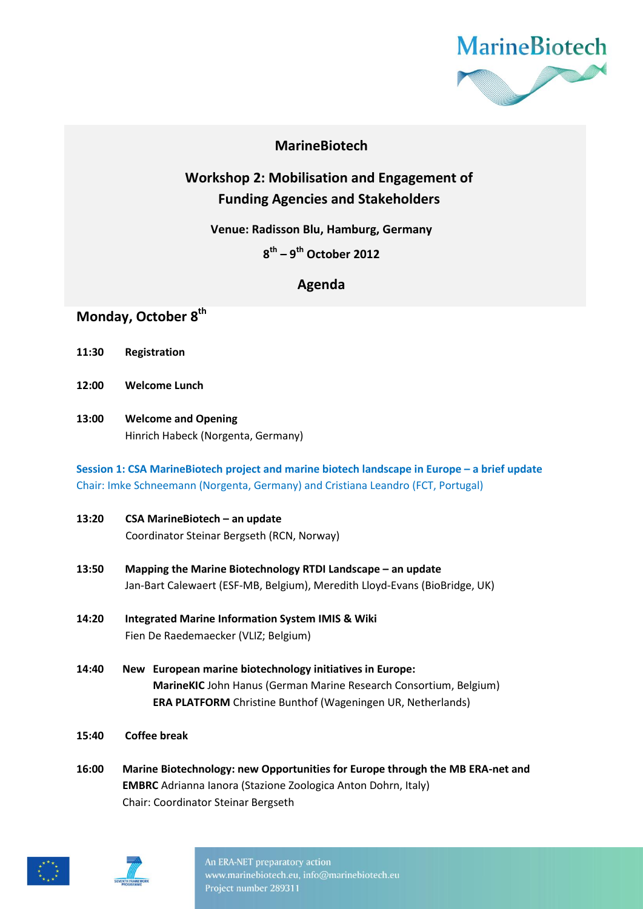MarineBiotech

# MarineBiotech

## Workshop 2: Mobilisation and Engagement of Funding Agencies and Stakeholders

**Venue: Radisson Blu, Hamburg, Germany**

**8th – 9th October 2012**

## Agenda

### Monday, October 8th

**11:30** **Registration**

**12:00** **Welcome Lunch**

**13:00** **Welcome and Opening**
Hinrich Habeck (Norgenta, Germany)

**Session 1: CSA MarineBiotech project and marine biotech landscape in Europe – a brief update**
Chair: Imke Schneemann (Norgenta, Germany) and Cristiana Leandro (FCT, Portugal)

**13:20** **CSA MarineBiotech – an update**
Coordinator Steinar Bergseth (RCN, Norway)

**13:50** **Mapping the Marine Biotechnology RTDI Landscape – an update**
Jan-Bart Calewaert (ESF-MB, Belgium), Meredith Lloyd-Evans (BioBridge, UK)

**14:20** **Integrated Marine Information System IMIS & Wiki**
Fien De Raedemaecker (VLIZ; Belgium)

**14:40** **New European marine biotechnology initiatives in Europe:**
**MarineKIC** John Hanus (German Marine Research Consortium, Belgium)
**ERA PLATFORM** Christine Bunthof (Wageningen UR, Netherlands)

**15:40** **Coffee break**

**16:00** **Marine Biotechnology: new Opportunities for Europe through the MB ERA-net and EMBRC** Adrianna Ianora (Stazione Zoologica Anton Dohrn, Italy)
Chair: Coordinator Steinar Bergseth

An ERA-NET preparatory action
www.marinebiotech.eu, info@marinebiotech.eu
Project number 289311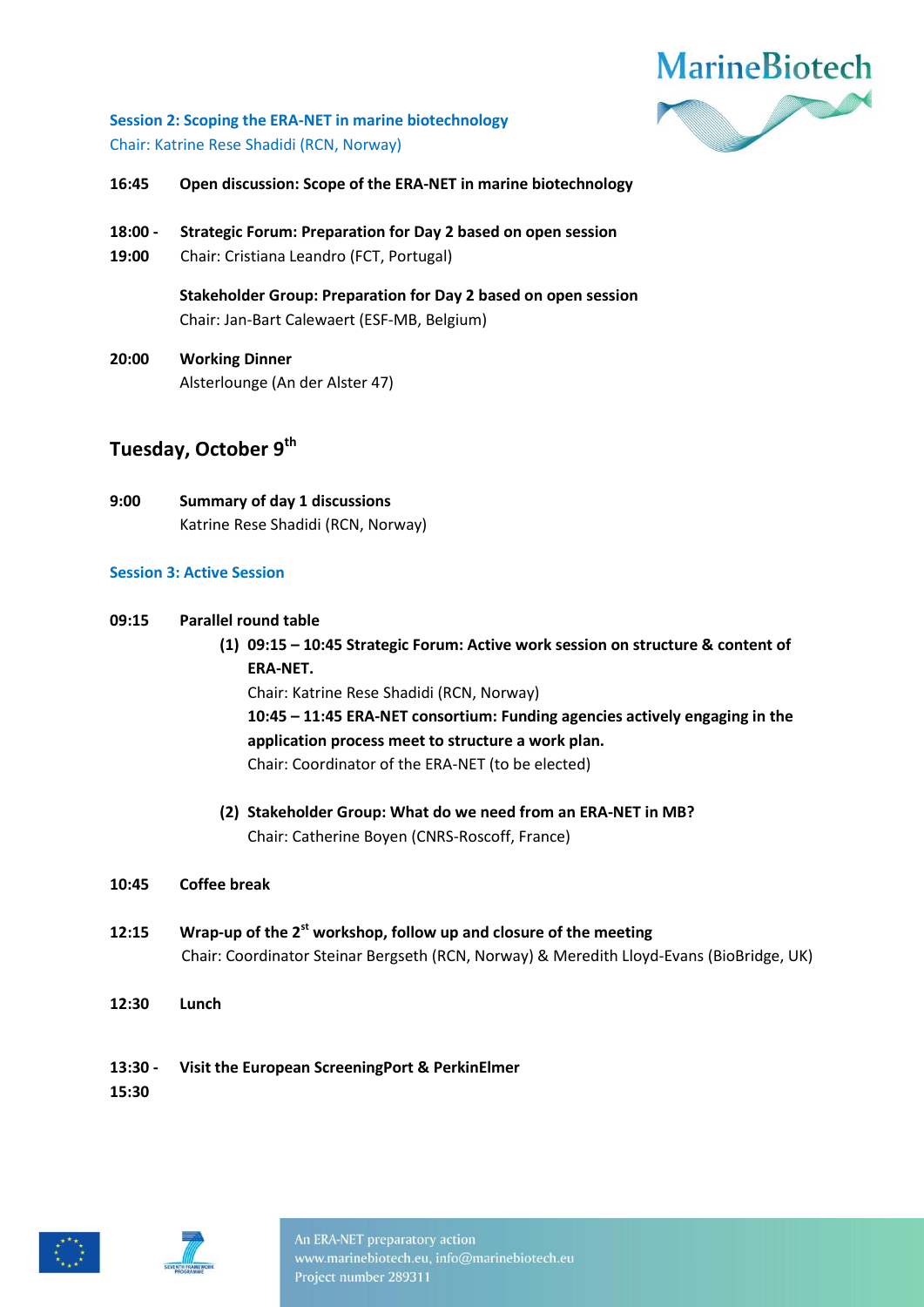### Session 2: Scoping the ERA-NET in marine biotechnology

Chair: Katrine Rese Shadidi (RCN, Norway)

**16:45** **Open discussion: Scope of the ERA-NET in marine biotechnology**

**18:00 - 19:00** **Strategic Forum: Preparation for Day 2 based on open session**
Chair: Cristiana Leandro (FCT, Portugal)

**Stakeholder Group: Preparation for Day 2 based on open session**
Chair: Jan-Bart Calewaert (ESF-MB, Belgium)

**20:00** **Working Dinner**
Alsterlounge (An der Alster 47)

## Tuesday, October 9th

**9:00** **Summary of day 1 discussions**
Katrine Rese Shadidi (RCN, Norway)

### Session 3: Active Session

**09:15** **Parallel round table**

1. **09:15 – 10:45 Strategic Forum: Active work session on structure & content of ERA-NET.**
   Chair: Katrine Rese Shadidi (RCN, Norway)
   **10:45 – 11:45 ERA-NET consortium: Funding agencies actively engaging in the application process meet to structure a work plan.**
   Chair: Coordinator of the ERA-NET (to be elected)

2. **Stakeholder Group: What do we need from an ERA-NET in MB?**
   Chair: Catherine Boyen (CNRS-Roscoff, France)

**10:45** **Coffee break**

**12:15** **Wrap-up of the 2st workshop, follow up and closure of the meeting**
Chair: Coordinator Steinar Bergseth (RCN, Norway) & Meredith Lloyd-Evans (BioBridge, UK)

**12:30** **Lunch**

**13:30 - 15:30** **Visit the European ScreeningPort & PerkinElmer**

An ERA-NET preparatory action
www.marinebiotech.eu, info@marinebiotech.eu
Project number 289311